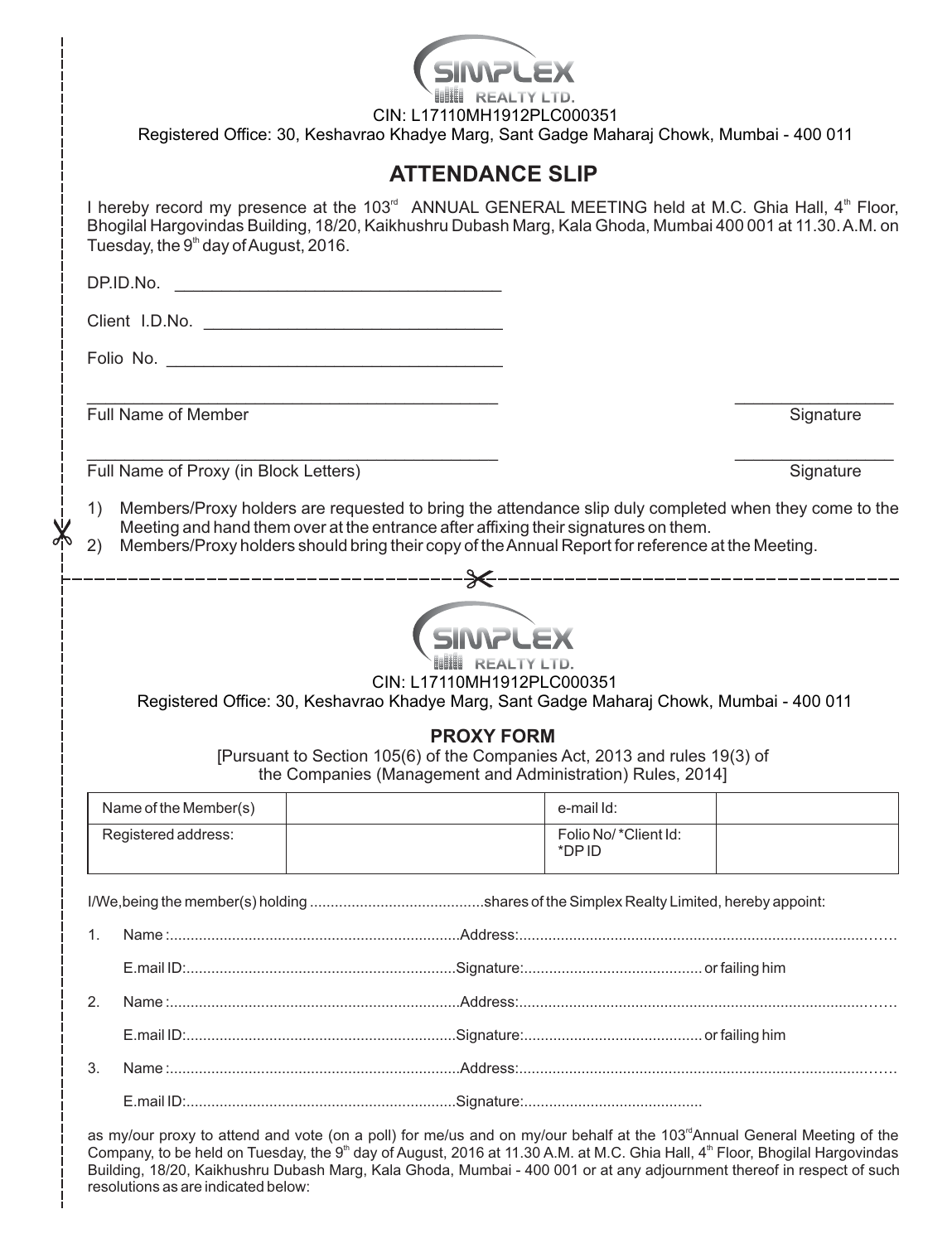SIMPLEX REALTY LTD.

CIN: L17110MH1912PLC000351

Registered Office: 30, Keshavrao Khadye Marg, Sant Gadge Maharaj Chowk, Mumbai - 400 011

# ATTENDANCE SLIP

I hereby record my presence at the 103rd ANNUAL GENERAL MEETING held at M.C. Ghia Hall, 4th Floor, Bhogilal Hargovindas Building, 18/20, Kaikhushru Dubash Marg, Kala Ghoda, Mumbai 400 001 at 11.30. A.M. on Tuesday, the 9th day of August, 2016.

DP.ID.No. ___________________________________

Client I.D.No. ________________________________

Folio No. ____________________________________

_____________________________________________ ________________

Full Name of Member Signature

_____________________________________________ ________________

Full Name of Proxy (in Block Letters) Signature

1) Members/Proxy holders are requested to bring the attendance slip duly completed when they come to the Meeting and hand them over at the entrance after affixing their signatures on them.
2) Members/Proxy holders should bring their copy of the Annual Report for reference at the Meeting.

---

SIMPLEX REALTY LTD.

CIN: L17110MH1912PLC000351

Registered Office: 30, Keshavrao Khadye Marg, Sant Gadge Maharaj Chowk, Mumbai - 400 011

## PROXY FORM

[Pursuant to Section 105(6) of the Companies Act, 2013 and rules 19(3) of the Companies (Management and Administration) Rules, 2014]

| Name of the Member(s) | | e-mail Id: | |
|---|---|---|---|
| Registered address: | | Folio No/ *Client Id: *DP ID | |

I/We, being the member(s) holding ..........................................shares of the Simplex Realty Limited, hereby appoint:

1. Name :......................................................................Address:.........................................................................................

   E.mail ID:.................................................................Signature:.......................................... or failing him

2. Name :......................................................................Address:.........................................................................................

   E.mail ID:.................................................................Signature:.......................................... or failing him

3. Name :......................................................................Address:.........................................................................................

   E.mail ID:.................................................................Signature:..........................................

as my/our proxy to attend and vote (on a poll) for me/us and on my/our behalf at the 103rd Annual General Meeting of the Company, to be held on Tuesday, the 9th day of August, 2016 at 11.30 A.M. at M.C. Ghia Hall, 4th Floor, Bhogilal Hargovindas Building, 18/20, Kaikhushru Dubash Marg, Kala Ghoda, Mumbai - 400 001 or at any adjournment thereof in respect of such resolutions as are indicated below: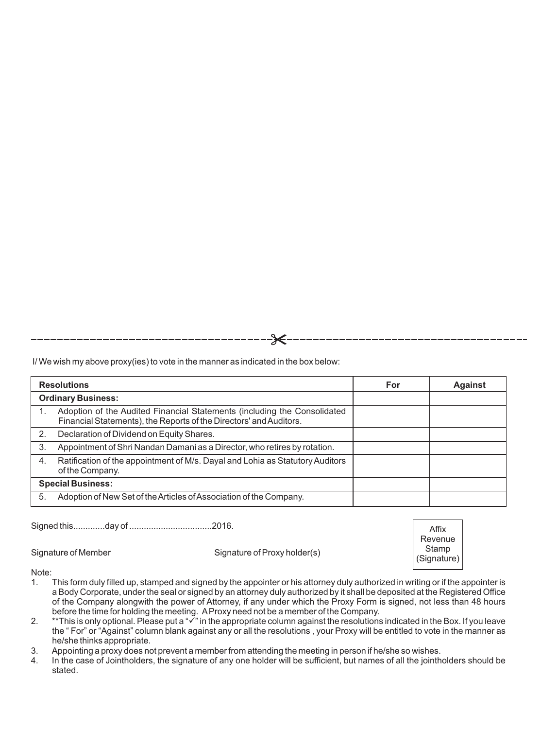I/ We wish my above proxy(ies) to vote in the manner as indicated in the box below:

| Resolutions | For | Against |
|---|---|---|
| **Ordinary Business:** | | |
| 1. Adoption of the Audited Financial Statements (including the Consolidated Financial Statements), the Reports of the Directors' and Auditors. | | |
| 2. Declaration of Dividend on Equity Shares. | | |
| 3. Appointment of Shri Nandan Damani as a Director, who retires by rotation. | | |
| 4. Ratification of the appointment of M/s. Dayal and Lohia as Statutory Auditors of the Company. | | |
| **Special Business:** | | |
| 5. Adoption of New Set of the Articles of Association of the Company. | | |

Signed this............day of .................................2016.

Affix Revenue Stamp (Signature)

Signature of Member Signature of Proxy holder(s)

Note:

1. This form duly filled up, stamped and signed by the appointer or his attorney duly authorized in writing or if the appointer is a Body Corporate, under the seal or signed by an attorney duly authorized by it shall be deposited at the Registered Office of the Company alongwith the power of Attorney, if any under which the Proxy Form is signed, not less than 48 hours before the time for holding the meeting. A Proxy need not be a member of the Company.
2. **This is only optional. Please put a "✓" in the appropriate column against the resolutions indicated in the Box. If you leave the " For" or "Against" column blank against any or all the resolutions , your Proxy will be entitled to vote in the manner as he/she thinks appropriate.
3. Appointing a proxy does not prevent a member from attending the meeting in person if he/she so wishes.
4. In the case of Jointholders, the signature of any one holder will be sufficient, but names of all the jointholders should be stated.